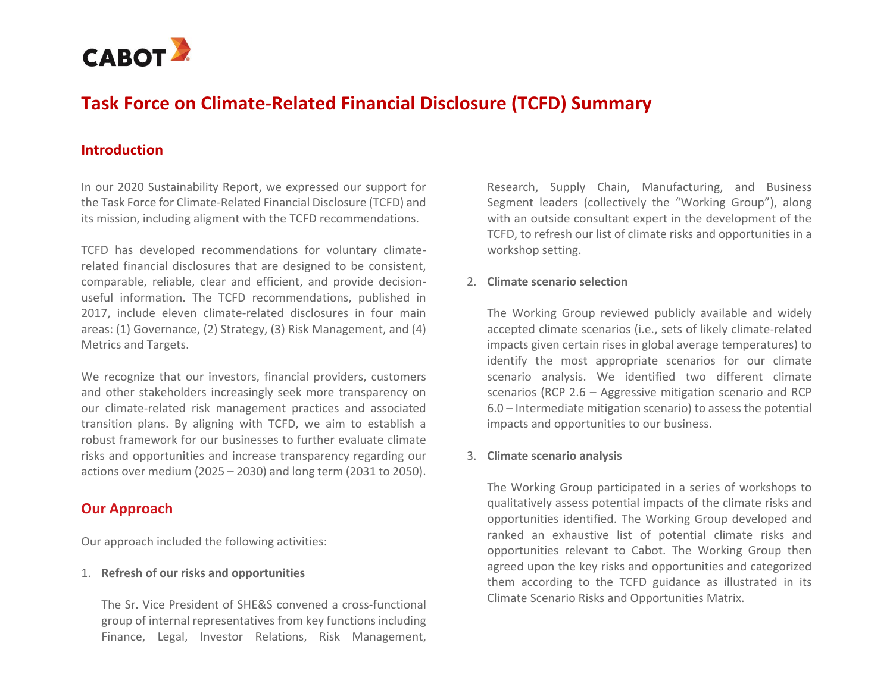CABOT

# Task Force on Climate-Related Financial Disclosure (TCFD) Summary

## Introduction

In our 2020 Sustainability Report, we expressed our support for the Task Force for Climate-Related Financial Disclosure (TCFD) and its mission, including aligment with the TCFD recommendations.

TCFD has developed recommendations for voluntary climate-related financial disclosures that are designed to be consistent, comparable, reliable, clear and efficient, and provide decision-useful information. The TCFD recommendations, published in 2017, include eleven climate-related disclosures in four main areas: (1) Governance, (2) Strategy, (3) Risk Management, and (4) Metrics and Targets.

We recognize that our investors, financial providers, customers and other stakeholders increasingly seek more transparency on our climate-related risk management practices and associated transition plans. By aligning with TCFD, we aim to establish a robust framework for our businesses to further evaluate climate risks and opportunities and increase transparency regarding our actions over medium (2025 – 2030) and long term (2031 to 2050).

## Our Approach

Our approach included the following activities:

1. **Refresh of our risks and opportunities**

   The Sr. Vice President of SHE&S convened a cross-functional group of internal representatives from key functions including Finance, Legal, Investor Relations, Risk Management, Research, Supply Chain, Manufacturing, and Business Segment leaders (collectively the "Working Group"), along with an outside consultant expert in the development of the TCFD, to refresh our list of climate risks and opportunities in a workshop setting.

2. **Climate scenario selection**

   The Working Group reviewed publicly available and widely accepted climate scenarios (i.e., sets of likely climate-related impacts given certain rises in global average temperatures) to identify the most appropriate scenarios for our climate scenario analysis. We identified two different climate scenarios (RCP 2.6 – Aggressive mitigation scenario and RCP 6.0 – Intermediate mitigation scenario) to assess the potential impacts and opportunities to our business.

3. **Climate scenario analysis**

   The Working Group participated in a series of workshops to qualitatively assess potential impacts of the climate risks and opportunities identified. The Working Group developed and ranked an exhaustive list of potential climate risks and opportunities relevant to Cabot. The Working Group then agreed upon the key risks and opportunities and categorized them according to the TCFD guidance as illustrated in its Climate Scenario Risks and Opportunities Matrix.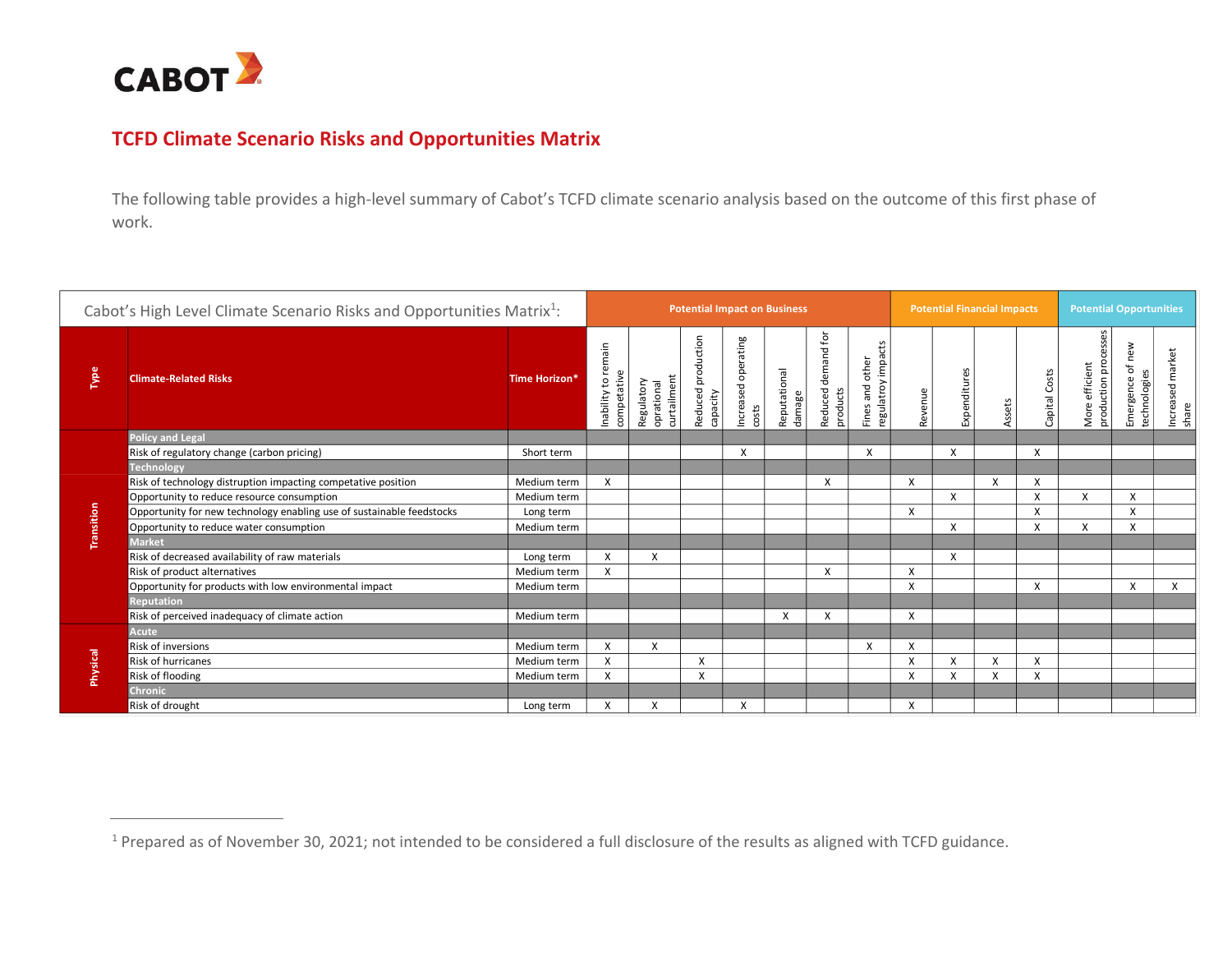## TCFD Climate Scenario Risks and Opportunities Matrix

The following table provides a high-level summary of Cabot's TCFD climate scenario analysis based on the outcome of this first phase of work.

| Cabot's High Level Climate Scenario Risks and Opportunities Matrix[1]: | | | Potential Impact on Business | | | | | | | Potential Financial Impacts | | | | Potential Opportunities | | |
|---|---|---|---|---|---|---|---|---|---|---|---|---|---|---|---|---|
| Type | Climate-Related Risks | Time Horizon* | Inability to remain competative | Regulatory oprational curtailment | Reduced production capacity | Increased operating costs | Reputational damage | Reduced demand for products | Fines and other regulatroy impacts | Revenue | Expenditures | Assets | Capital Costs | More efficient production processes | Emergence of new technologies | Increased market share |
| Transition | **Policy and Legal** | | | | | | | | | | | | | | | |
| | Risk of regulatory change (carbon pricing) | Short term | | | | X | | | X | | X | | X | | | |
| | **Technology** | | | | | | | | | | | | | | | |
| | Risk of technology distruption impacting competative position | Medium term | X | | | | | X | | X | | X | X | | | |
| | Opportunity to reduce resource consumption | Medium term | | | | | | | | | X | | X | X | X | |
| | Opportunity for new technology enabling use of sustainable feedstocks | Long term | | | | | | | | X | | | X | | X | |
| | Opportunity to reduce water consumption | Medium term | | | | | | | | | X | | X | X | X | |
| | **Market** | | | | | | | | | | | | | | | |
| | Risk of decreased availability of raw materials | Long term | X | X | | | | | | | X | | | | | |
| | Risk of product alternatives | Medium term | X | | | | | X | | X | | | | | | |
| | Opportunity for products with low environmental impact | Medium term | | | | | | | | X | | | X | | X | X |
| | **Reputation** | | | | | | | | | | | | | | | |
| | Risk of perceived inadequacy of climate action | Medium term | | | | | X | X | | X | | | | | | |
| Physical | **Acute** | | | | | | | | | | | | | | | |
| | Risk of inversions | Medium term | X | X | | | | | X | X | | | | | | |
| | Risk of hurricanes | Medium term | X | | X | | | | | X | X | X | X | | | |
| | Risk of flooding | Medium term | X | | X | | | | | X | X | X | X | | | |
| | **Chronic** | | | | | | | | | | | | | | | |
| | Risk of drought | Long term | X | X | | X | | | | X | | | | | | |

[1] Prepared as of November 30, 2021; not intended to be considered a full disclosure of the results as aligned with TCFD guidance.